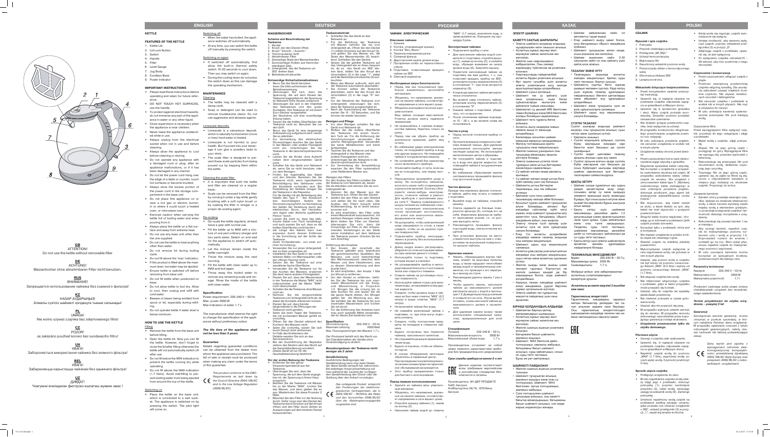## ENGLISH

### KETTLE

### FEATURES OF THE KETTLE

1. Kettle Lid
2. Lid Lock Button
3. Switch
4. Handle
5. Filter
6. Level Gauge
7. Jug Body
8. Cordless Base
9. Power indicator

### IMPORTANT INSTRUCTIONS

- Please read these instructions before operating and retain for future reference.
- DO NOT TOUCH HOT SURFACES, use the handle.
- To protect against electrical hazards, do not immerse any part of the appliance in water or any other liquid.
- Close supervision is necessary when the appliance is near children.
- Never leave the appliance unattended while in use.
- Always unplug from the electrical socket when not in use and before cleaning.
- Always allow the appliance to cool before moving or cleaning.
- Do not operate any appliance with a damaged cord or plug, after an appliance malfunctions, or if it has been damaged in any manner.
- Do not let the power cord hang over the edge of a table or counter, touch hot surfaces or become knotted.
- Always store the excess portion of the power cord in the storage compartment in the base unit.
- Do not place this appliance on or near a hot gas or electric burner; or in where it could touch a heated oven, or microwave oven.
- Exercise caution when carrying the kettle full of boiling water and when pouring from it.
- Always place the kettle on a flat surface and away from extreme heat.
- Do not use any base unit other than the one supplied.
- Do not use the kettle to heat anything other than water.
- Do not remove lid during boiling cycle.
- Do not fill above the 'max' indication.
- If this product is filled above the maximum level, hot water may be ejected.
- Ensure kettle is switched off before removing from base unit.
- Do not fill kettle while positioned on base.
- Do not allow kettle to boil dry. Allow to cool, then unplug and refill with cold water.
- Beware of steam being emitted from spout or lid, especially during refilling.
- Do not operate kettle if water level is below minimum.

GB
ATTENTION!
Do not use the kettle without removable filter

DE
ACHTUNG!
Wasserkocher ohne abnehmbaren Filter nicht benutzen.

RUS
ВНИМАНИЕ!
Запрещается использование чайника без съемного фильтра!

KZ
НАЗАР АУДАРЫҢЫЗ!
Алмалы сүзгісі шайнекті қолдануға тыйым салынады!

PL
UWAGA!
Nie wolno używać czajnika bez zdejmowanego filtra!

CZ
POZOR!
Je zakázáno použivat konvici bez sundavacího filtru!

UA
УВАГА!
Забороняється використання чайника без знімного фільтра!

BEL
УВАГА!
Забараняецца карыстацца чайнікам без здымнага фільтра!

UZ
ДИҚҚАТ!
Чойгумни ечиладиган фильтрсиз ишлатиш мумкин эмас!

### HOW TO USE THE KETTLE

Filling

- Remove the kettle from the base unit before filling.
- Open the kettle lid. Now you can fill the kettle. However, don't forget to close the lid after filling otherwise the kettle will not automatically switch off after use.
- Do not fill below the MIN indication to prevent the kettle running dry while operating.
- Do not fill above the MAX indication (1.7 liters). Avoid overfilling to prevent boiling water from being ejected from around the top of the kettle.

Switching on

- Place the kettle on the base unit, which is connected to a wall socket. The appliance is switched on by pressing the switch. The pilot light will come on.

Switching off

- When the water has boiled, the appliance switches off automatically.
- At any time, you can switch the kettle off manually by pressing the switch.

Switching on again

- If switched off automatically, first allow the built-in thermal safety switch 15-20 seconds to cool down. Then you may switch on again.
- During the cooling down do not press the switch down as this can damage the operating mechanism.

### MAINTENANCE

Cleaning

- The kettle may be cleaned with a damp cloth.
- Soap or detergent can be used to remove troublesome stains. Do not use aggressive and abrasive agents.

Limescale deposits

- Limescale is a calcareous deposit, which is naturally formed when (more or less) hard water is heated.
- Limescale is not harmful to your health. But if poured into your beverage it can give a powdery taste to your drink.
- The scale filter is designed to prevent these scale particles from being poured out by trapping them within the kettle.

Cleaning the scale filter

- It is important that both the kettle and filter are cleaned on a regular basis.
- Scale can be removed from the filter by running it under a tap while gently brushing with a soft nylon brush or the decalcification of the kettle.

De-scaling

- De-scale the kettle regularly; at least twice a year with normal use.
- Fill the kettle up to MAX with a mixture of one part ordinary vinegar and two parts water. Switch on and wait for the appliance to switch off automatically.
- Let the mixture remain inside the kettle overnight.
- Throw the mixture away the next morning.
- Fill the kettle with clean water up to MAX and boil again.
- Throw away this boiled water to remove remaining residue and vinegar. Rinse the inside of the kettle with clean water.

### Specification

Power requirement: 220-240 V ~ 50 Hz
Max. power 2000 W
Max indication of water: 1.7 L.

*The manufacturer shall reserve the right to change the specification of the appliances without preliminary notice.*

***The life time of the appliance shall not be less than 3 years***

### Guarantee

Details regarding guarantee conditions can be obtained from the dealer from whom the appliance was purchased. The bill of sale or receipt must be produced when making any claim under the terms of this guarantee.

*This product conforms to the EMC-Requirements as laid down by the Council Directive 2004/108/EC and to the Low Voltage Regulation (2006/95/EC).*

## DEUTSCH

### WASSERKOCHER

### Schema und Beschreibung der Teekanne

1. Deckel.
2. Knopf, der den Deckel öffnet.
3. Knopf "Einschl./ Ausschl."
4. Thermoisolierter Griff.
5. Abnehmbarer Filter.
6. Zweiseitige Skala des Wasserstandes.
7. Durchsichtiger Kolben aus thermobeständigem Glas.
8. Untergestell, das die Teekanne um 360° drehen lässt.
9. Betriebskontrollleuchte.

### Notwendige Sicherheitsmaßnahmen

- Bevor Sie das Gerät benutzen, lesen Sie bitte aufmerksam die Betriebsanleitung.
- Überzeugen Sie sich, dass die Spannung, die auf dem Panel der Teekanne angegeben ist, der Spannung im Netzwerk Ihres Hauses entspricht.
- Überzeugen Sie sich in der Sicherheit des Netzsteckers und der Steckkontakte. Ihre Teekanne ist mit einem Euro-Stecker ausgestattet. Die Steckdose soll eine zuverlässige Erdung haben.
- Fassen Sie die obere Oberfläche der Teekanne nicht an, Benutzen Sie nur den Griff.
- Bevor das Gerät für eine langwierige Aufbewahrung aufgeräumt wird, lassen Sie es abkühlen.
- Zur Vermeidung des elektrischen Stromschlages tauchen Sie das Gerät in das Wasser oder andere Flüssigkeit nicht ein. Unterbringen Sie die Teekanne in die Geschirrspülmaschine nicht.
- Lassen Sie die Kinder ohne Aufsicht neben dem eingeschalteten Gerät nicht.
- Schalten Sie das Gerät vom Netzwerk ab, wenn Sie es nicht benutzen und vor dem Reinigen.
- Prüfen Sie regelmäßig das Kabel und den Stecker. Benutzen Sie die Teekanne nicht, wenn irgendwelche Beschädigung des Gehäuses oder der Steckdose vorhanden sind. Bei Feststellung der Defekte bringen Sie die Teekanne in die Reparatur.
- Für die Gerätte mit der Beheizung des Kabels des Typs Y: den Austausch des beschädigten Kabels, zur Stromversorgung führt, zur Vermeidung der Gefahr der Verletzung durch den elektrischen Strom, der Hersteller, sein Agent oder ähnliche qualifizierte Person.
- Lassen Sie nicht zu, dass das elektrische Kabel vom Tisch herabhängt, und auch passen Sie auf, dass es die heißen Oberflächen nicht berührt.
- Die Länge des Kabels kann man anpassen durch dessen Entfernen in die Vorrichtung auf der Sohle der Teekanne (beim Vorhandensein von einer solchen Vorrichtung).
- Verwenden Sie nur jenes Untergestell, das im Satz vorhanden ist.
- Installieren Sie das Gerät in der unmittelbaren Nähe von Wärmequellen sowie der offenen Flamme nicht.
- Setzen Sie die Teekanne auf eine standfeste Oberfläche.
- Verwenden Sie die Teekanne nur für das Kochen des Wassers, erwärmen Sie darin keine andere Flüssigkeiten.
- Passen Sie auf, dass der Wasserstand in der Teekanne die Marke "MIN" nicht unterschreitet und die Marke "MAX" nicht überschreitet.
- Schalten Sie die Teekanne ohne Wasser nicht ein.
- Nehmen Sie die eingeschaltete Teekanne vom Untergestell nicht ab, da dabei die Kontakte getrennt können.
- Passen Sie auf, dass fremde Gegenstände in die Öffnungen der Teekanne nicht geraten.
- Seien Sie beim Tragen der Teekanne, die mit kochendem Wasser gefüllt ist, vorsichtig.
- Öffnen Sie den Deckel während des Kochens des Wassers nicht.
- Seien Sie vorsichtig, lassen Sie sich durch Dampf nicht verbrennen.
- Im Falle des Entdeckens der Defekte wenden Sie sich an das Servicezentrum.
- Bei der Durchführung der Reparatur wenden Sie sich an das Servicezentrum. Unfachmannische Reparatur kann zu Beschädigungen führen. Dieses Gerät ist nur für den Haushaltsbenutzung bestimmt.

### Vor der ersten Nutzung der Teekanne

- Entfernen Sie das ganze Verpackungsmaterial aus der Teekanne.
- Überzeugen Sie sich, dass die Spannung, die auf dem Gerät angegeben ist, der Spannung in Ihrem Haus entspricht.
- Befüllen Sie die Teekanne mit Wasser bis zu der Marke "MAX", kochen Sie das Wasser, und dann gießen Sie es aus. Wiederholen Sie diese Prozedur 2 Male.
- Waschen Sie den Filter vor der Nutzung durch. Dafür muss man den Deckel der Teekanne durch Drücken auf den Knopf öffnen und den Filter durch Ziehen zu Ausspannungen auf dem hinteren Paneel herausnehmen.

### Teekannebetrieb

- Schließen Sie das Gerät an das Netzwerk an.
- Für die Befüllung der Teekanne mit Wasser nehmen Sie sie vom Untergestell ab, öffnen Sie den Deckel (1) mittels Drückens auf den Knopf (2), und gießen Sie das Wasser ein, die Skala des Wasserstandes (6) beachtend. Schließen Sie den Deckel.
- Setzen Sie die gefüllte Teekanne auf das Untergestell so, dass der Unterteil der Teekanne mit ihrem Sockel fest sitzt, da es das Gerät um 360° drehen lässt, stellen Sie den Knopf des Umschalters (3) in die Lage "I", dabei wird die Betriebskontrollleuchte (9) aufleuchten.
- Wenn das Wasser aufkocht, wird sich die Teekanne automatisch abschalten.
- Sie können selber die Teekanne abschalten, wenn Sie den Knopf des Umschalters (3) in die Lage "0" setzen.
- Vor der Abnahme der Teekanne vom Untergestell, überzeugen Sie sich, dass die Teekanne abgeschaltet ist.
- Nach der Ausschaltung der Teekanne warten Sie 15 - 20 Sekunden, und Sie können sie wieder benutzen.

### Reinigen und Pflege

- Vor dem Reinigen schalten Sie das Gerät vom Netzwerk ab.
- Reiben Sie die äußere Oberfläche der Teekanne mit einem feuchten Tuch ab. Für die Entfernung der Verschmutzungen verwenden Sie weiche Reinigungsmittel. Verwenden Sie keine Metallbürsten und keine Scheuermittel.
- Tauchen Sie die Teekanne und das Untergestell in das Wasser oder andere Flüssigkeiten nicht ein. Unterbringen Sie die Teekanne in die Geschirrspülmaschine nicht.
- Zur Vermeidung der Ansatzbildung wechseln Sie den Filter systematisch unter fließendem Wasser aus.

*Reinigen des Filters*

Vor den Ausbau des Filters schalten Sie die Teekanne vom Netzwerk ab, lassen Sie sie abkühlen und nehmen Sie sie vom Untergestell ab.

- Giessen Sie das Wasser aus der Teekanne aus; Öffnen Sie den Deckel.
- Greifen Sie den Filter an der Oberteil und ziehen Sie ihn nach oben. Nach dem Ausbau des Filters reinigen Sie ihn durch Waschen und Ausbürstung, die in leicht herausnehmen ist.
- Es wird empfohlen, den Filter unter einem Wasserstrahl auszuwaschen, mit leichtem Reinigen mittels einer Bürste. Beim Halten der Filter am Oberteil, überzeugen Sie sich, dass die Vorsprünge am Filter zu den entsprechenden Vertiefungen an der Stelle seiner Installation auf dem Gehäuse der Teekanne passen. Drücken Sie bis zum Anschlag.

*Entfernung des Ansatzes*

- Der Ansatz, der innerhalb der Teekanne gebildet wird, beeinflusst die geschmacklichen Qualitäten des Wassers, und auch beeinträchtigt den Wärmeaustausch zwischen dem Wasser und dem Heizelement, was zu dessen Überhitzung und dem Ausfall führt.
- Es wird empfohlen, den Ansatz 1 Mal pro Monat auszuentfernen.
- Um den Ansatz zu entfernen, befüllen Sie die Teekanne bis zum maximalen Wasserstand mit der Essig- und Wassermischung im Proportion 1:2. Bringen Sie die Lösung bis zu dem Kochen ein und lassen Sie die über die ganze Nacht stehen. Am Morgen gießen Sie die Mischung aus, befüllen Sie die Teekanne bis zum maximalen Wasserstand und kochen Sie sie durch.
- Für die Entfernung des Ansatzes kann man auch spezielle Mittel, die für dieses Ziel bestimmt sind.

### Spezifikation

Stromversorgung 220-240 V ~ 50 Hz
Maximale Leistung 2000 Watt
Max. Fassungsvermögen des Wassers 1,7 L

*Der Produzent behält sich das Recht vor, die Charakteristiken der Geräte ohne Vorankündigung zu ändern.*

***Benutzungsdauer der Teekanne nicht weniger als 3 Jahre***

### Gewährleistung

Ausführliche Bedingungen der Gewährleistung kann man beim Dealer, der diese Geräte verkauft hat, erhalten. Bei beliebiger Anspruchserhebung soll man während der Laufzeit der vorliegenden Gewährleistung den Check oder die Quittung über den Ankauf vorlegen.

*Das vorliegende Produkt entspricht den Forderungen der elektromagnetischen Verträglichkeit, die in 2004/108/EC – Richtlinie des Rates und den Vorschriften 2006/95/EG über die Niederspannungsgeräte vorgesehen sind.*

## РУССКИЙ

### ЧАЙНИК ЭЛЕКТРИЧЕСКИЙ

### Описание чайника

1. Крышка
2. Кнопка, открывающая крышку
3. Кнопка "Вкл./Выкл."
4. Термоизолированная ручка
5. Съемный фильтр
6. Двусторонняя шкала уровня воды
7. Прозрачная колба из термостойкого стекла
8. Подставка, позволяющая вращать чайник на 360°
9. Световой индикатор

### Необходимые меры безопасности

- Перед тем как пользоваться прибором, внимательно прочитайте инструкцию.
- Убедитесь, что напряжение, указанное на панели чайника, соответствует напряжению в сети вашего дома. Убедитесь в исправности сетевого провода.
- Ваш чайник оснащен евро-вилкой. Розетка должна иметь надежное заземление.
- Не прикасайтесь к горячим поверхностям чайника, беритесь только за ручку.
- Перед тем как убрать прибор на длительное хранение, дайте ему остыть.
- Во избежание удара электрическим током, не погружайте прибор в воду или другую жидкость. Не помещайте чайник в посудомоечную машину.
- Не оставляйте детей без присмотра около включенного прибора.
- Отключайте прибор от сети, если вы им не пользуетесь, или перед чисткой.
- Периодически проверяйте шнур и вилку. Не пользуйтесь чайником, если есть какие-либо повреждения корпуса или деталей. В случае обнаружения каких-либо неисправностей, отнесите чайник в ремонт. Для приборов с креплением шнура типа Y: "Замену поврежденного шнура питания во избежание опасности поражения электрическим током производит изготовитель, его агент или аналогичное квалифицированное лицо".
- Не допускайте, чтобы электрический шнур свешивался со стола, а также следите, чтобы он не касался горячих поверхностей.
- Подключайте прибор непосредственно к розетке без использования переходников.
- Длину шнура можно регулировать, убирая его в отсек в подставке чайника (при наличии данного отсека).
- Используйте только ту подставку, которая входит в комплект.
- Не устанавливайте прибор в непосредственной близости от источников тепла или открытого пламени.
- Ставьте чайник на устойчивую ровную поверхность.
- Используйте чайник только для кипячения воды, не нагревайте в нем другие жидкости.
- Следите, чтобы уровень воды в чайнике не был ниже отметки "MIN" (0,5 литра) и выше отметки "MAX" (1,7 литра).
- Не включайте чайник без воды.
- Не снимайте включенный чайник с подставки, т.к. при этом могут повредиться контакты.
- Следите, чтобы посторонние предметы не попадали в отверстия чайника.
- Будьте осторожны при переносе чайника, наполненного кипятком.
- Не открывайте крышку во время кипения воды.
- Будьте осторожны, чтобы не обжечься паром.
- В случае обнаружения неполадок обратитесь в сервисный центр.

При неправильном ремонте, а также в случае самостоятельного ремонта гарантийное обслуживание аннулируется.

- Этот прибор предназначен только для бытового использования.

### Перед первым использованием

- Удалите из чайника весь упаковочный материал.
- Убедитесь, что напряжение, указанное на приборе, соответствует напряжению в сети вашего дома.
- Откройте крышку чайника (1), нажав на кнопку (2).
- Наполните чайник водой до отметки "MAX" (1,7 литра), вскипятите и слейте ее. Повторите эту процедуру 2 раза.

### Эксплуатация чайника

- Подключите прибор к сети.
- Для наполнения чайника водой снимите его с подставки, откройте крышку (1), нажав на кнопку (2), и налейте воду, обращая внимание на шкалу уровня воды (6). Закройте крышку.
- Поместите наполненный чайник на подставку так как удобно, т. к. она позволяет вращать прибор на 360°, установите кнопку переключателя (3) в положение "I", при этом загорится индикатор (9).
- Когда вода вскипит, чайник автоматически отключится.
- Вы можете сами отключить чайник, установив кнопку переключателя (3) в положение "0".
- Снимая чайник с подставки, убедитесь, что он отключен.
- После отключения чайника подождите 15 – 20 с, и вы можете снова им пользоваться.

### Чистка и уход

- Перед чисткой отключите прибор от сети.
- Протрите внешнюю поверхность чайника влажной тканью. Для удаления загрязнений используйте мягкие чистящие средства. Не используйте металлические щетки и абразивы.
- Не погружайте чайник и подставку в воду или другую жидкость. Не помещайте чайник в посудомоечную машину.
- Во избежание образования накипи систематически промывайте фильтр под проточной водой.

### Чистка фильтра

Прежде чем извлекать фильтр отключите чайник, дайте ему остыть и снимите с подставки.

- Вылейте воду из чайника; откройте крышку.
- Слегка нажимая на боковые поверхности фильтра (5), потяните его на себя. Извлечение фильтра не требует приложения усилий, т.к. он должен выходить легко.
- Рекомендуется промывать фильтр под струей воды, слегка очищая его щеткой.
- При установке фильтра на место совместите выступы на нем с отверстиями во внутренней поверхности крышки чайника.

### Удаление накипи

- Накипь, образующаяся внутри чайника, влияет на вкусовые качества воды, а также нарушает теплообмен между водой и нагревательным элементом, что приводит к его перегреву и выходу из строя.
- Рекомендуется удалять накипь 1 раз в месяц.
- Чтобы удалить накипь, наполните чайник до максимального уровня раствором уксуса с водой в пропорции 1:2. Доведите раствор до кипения и оставьте его на ночь. Утром вылейте смесь, снова наполните чайник до максимального уровня и прокипятите.
- Для удаления накипи можно также использовать специальные средства, предназначенные для этой цели.

### Спецификация

Питание 220-240 В ~ 50 Гц
Максимальная мощность 2000 Вт
Максимальный объем воды 1,7 л.

*Производитель оставляет за собой право изменять характеристики приборов без предварительного уведомления*

***Срок службы прибора не менее 3-х лет***

*Данное изделие соответствует всем требуемым европейским и российским стандартам безопасности и гигиены.*

Производитель: АН-ДЕР ПРОДАКТС ГмбХ, Австрия
Нойбаугюртель 38/7А, 1070 Вена, Австрия

## ҚАЗАҚ

### ЭЛЕКТР ШӘЙНЕК

### ҚАЖЕТТІ САҚТЫҚ ШАРАЛАРЫ

- Электр шәйнекті қолданар алдында нұсқаулықпен мұқият танысып шығыңыз.
- Аспаптың жұмыс кернеуі желі кернеуіне сәйкес келетініне көз жеткізіңіз.
- Желілік сым немесе штепсельдік жабдықтардың тұйықталмағанына көз жеткізіңіз.
- Шәйнекті еш уақытта тек қана тұтқасынан ұстаңыз.
- Шәйнекті жерге қосылмаған розеткаға қоспаңыз.
- Шәйнекті су құйылмаған күйде қоспаңыз.
- Шәйнекті су немесе басқа сұйықтыққа батырмаңыз.
- Балаларды қосулы аспаптың жанында қараусыз қалдырмаңыз.
- Шәйнек жұмыс істеп тұрған кезде қақпағын ашпаңыз.
- Шәйнекті тек өзімен бірге жеткізілген тұғырмен пайдаланыңыз.
- Шәйнекті қайнап тұрған күйде тасымаңыз.
- Желілік сым зақымдалған жағдайда оны өндіруші, сервистік орталық немесе білікті маман ауыстыруы тиіс.
- Шәйнектің ішіндегі су деңгейі "MIN" белгісінен төмен және "MAX" белгісінен жоғары болмауын қадағалаңыз.
- Аспапты тек тұрмыстық мақсатта пайдаланыңыз.

### ТАЗАЛАУ ЖӘНЕ КҮТУ

- Тазалаудың алдында аспапты желіден ажыратыңыз.
- Шәйнектің сыртқы бетін дымқыл шүберекпен сүртіңіз. Металл щеткаларды және абразивті құралдарды қолданбаңыз.
- Шәйнекті суға батырмаңыз.
- Қақ түзілуін болдырмау үшін сүзгіні үнемі ағын сумен жуыңыз.

### СҮЗГІНІ ТАЗАЛАУ

- Сүзгіні шығарар алдында шәйнекті желіден ажыратыңыз, оны суытыңыз және тұғырдан алыңыз.
- Шәйнектен суды төгіңіз, қақпағын ашыңыз.
- Сүзгіні шығарып, оны ағын сумен жуыңыз.
- Сүзгіні орнына қойғанда оның шығыңқы бөліктерін шәйнек қақпағының ішкі бетіндегі тесіктермен сәйкестендіріңіз.

### ҚАҚТЫ КЕТІРУ

- Шәйнек ішінде түзілетін қақ судың дәміне әсер етеді және қыздыру элементінің қызып кетуіне әкеледі.
- Қақты айына 1 рет кетіру ұсынылады.
- Қақты кетіру үшін шәйнекті максималды деңгейге дейін 1:2 қатынасындағы сірке суы мен судың ерітіндісімен толтырыңыз. Ерітіндіні қайнатып, түнге қалдырыңыз. Таңертең қоспаны төгіп, шәйнекті максималды деңгейге дейін таза сумен толтырып, қайнатыңыз.
- Қақты кетіру үшін арнайы құралдарды да пайдалануға болады.

### ТЕХНИКАЛЫҚ МІНЕЗДЕМЕЛЕР

Қоректенуі 220-240 В ~ 50 Гц
Максималды қуаты: 2000 Вт
Сыйымдылығы: 1,7 л

*Өндіруші алдын ала хабарламастан аспаптың сипаттамаларын өзгертуге құқылы.*

***Аспаптың қызмет мерзімі 3 жылдан кем емес***

### Гарантиялық міндеттілігі

Гарантиялық міндеттеме қызметі туралы толық мәліметті аспапты сатқан дилерден алуға болады. Гарантиялық міндеттеме бойынша кез келген шағым жасалған жағдайда, чек немесе квитанцияны көрсету қажет.

## POLSKI

### CZAJNIK

### Rysunek i opis czajnika

1. Pokrywka
2. Przycisk otwierający pokrywkę
3. Przełącznik „Wł./Wył."
4. Uchwyt termoizolacyjny
5. Wyjmowany filtr
6. Dwustronny wskaźnik poziomu wody
7. Przezroczysty dzban z termoodpornego szkła
8. Obrotowa podstawa 360°
9. Lampka kontrolna

### Wskazówki dotyczące bezpieczeństwa

- Przed rozpoczęciem uważnie przeczytać instrukcję.
- Upewnić się, iż napięcie wskazane na podstawie czajnika odpowiada napięciu w gniazdku w Waszym domu.
- Upewnić się w sprawności gniazdka i wtyczki. Gniazdo powinno posiadać niezawodne uziemienie.
- Nie dotykać gorących powierzchni czajnika, trzymać tylko za uchwyt.
- Nie zanurzać czajnika w wodzie lub innych płynach. Nie myć w zmywarce do naczyń.
- Nie pozostawiać dzieci bez nadzoru w pobliżu włączonego urządzenia.
- Przed przechowywaniem urządzenia należy pozwolić mu ostygnąć.
- Odłączać od sieci, gdy urządzenie nie jest używane oraz przed czyszczeniem.
- Regularnie sprawdzać kabel i wtyczkę. Nie korzystać z urządzenia w przypadku uszkodzenia obudowy lub części.
- Nie dopuszczać, aby kabel zwisał ze stołu, a także dotykał gorących powierzchni.
- Używać tylko podstawy dołączonej do zestawu.
- Nie stawiać urządzenia w pobliżu źródeł ciepła lub otwartego ognia.
- Stawiać czajnik na stabilnej płaskiej powierzchni.
- Używać czajnika tylko do gotowania wody.
- Uważać, aby poziom wody w czajniku nie był niższy od poziomu oznaczonego „MIN" i wyższy od poziomu oznaczonego „MAX".
- Nie włączać czajnika bez wody.
- Nie zdejmować włączonego czajnika z podstawy.
- Uważać, aby do czajnika nie wpadały jakiekolwiek przedmioty.
- Nie otwierać pokrywki w czasie gotowania wody.
- Uważać, aby nie poparzyć się parą.
- W przypadku wykrycia usterek zwrócić się do serwisu.
- Urządzenie przeznaczone tylko do użytku domowego.

### Pierwsze użycie

- Usunąć z czajnika całe opakowanie.
- Upewnić się, iż napięcie wskazane na podstawie czajnika odpowiada napięciu w gniazdku w Waszym domu.
- Napełnić czajnik wodą do poziomu „MAX" (1,7 litra), zagotować wodę, po czym wylać wodę. Czynność powtórzyć 2 razy.

### Sposób użycia czajnika

- Podłączyć urządzenie do sieci.
- W celu napełnienia czajnika wodą należy zdjąć go z podstawy, otworzyć pokrywkę (1), poprzez naciśnięcie przycisku (2), nalać wody, zwracając uwagę na wskaźnik wody (6). Zamknąć pokrywkę.
- Umieścić napełniony wodą czajnik na podstawie, ustawić przełącznik (3) w pozycji „I", zaświeci się lampka kontrolna.
- Kiedy woda się zagotuje, czajnik automatycznie się wyłączy.
- Istnieje możliwość, aby samemu wyłączyć czajnik, poprzez ustawienie przełącznika (3) w pozycji „0".
- Zdejmując czajnik z podstawki, upewnić się, że jest wyłączony.
- Po wyłączeniu czajnika odczekać 15 – 20 sekund, aby móc ponownie z niego skorzystać.

### Czyszczenie i konserwacja

- Przed czyszczeniem odłączyć czajnik z prądu.
- Przetrzeć zewnętrzną powierzchnię czajnika wilgotną szmatką. Nie używać metalowych szczotek i środków ściernych.
- Nie zanurzać czajnika i podstawki w wodzie lub w innych płynach.
- W celu uniknięcia kamienia systematycznie przemywać filtr pod bieżącą wodą.

*Czyszczenie filtra*

Przed wyciągnięciem filtra wyłączyć czajnik, pozwolić mu ostygnąć i zdjąć z podstawki.

- Wylać wodę z czajnika; otworzyć pokrywkę.
- Zalecane jest przemywanie filtra pod strumieniem wody, lekko czyszcząc szczotką.

*Usuwanie kamienia*

- Kamień, który powstaje wewnątrz czajnika, wpływa na smak wody, a także narusza wymianę ciepła między wodą a elementem grzejnym, co prowadzi do przegrzania i awarii.
- Zalecane jest usuwanie kamienia 1 raz w miesiącu.
- W celu usunięcia kamienia należy napełnić czajnik do maksymalnego poziomu roztworem octu i wody w proporcji 1:2. Doprowadzić roztwór do wrzenia i zostawić go na noc. Rano wylać płyn, znowu napełnić czajnik do maksymalnego poziomu i zagotować.
- W celu usunięcia kamienia można korzystać ze specjalnych środków, przeznaczonych dla takiego celu.

### Parametry techniczne

Napięcie 220-240 V ~ 50 Hz
Maksymalna moc 2000 W
Maksymalna pojemność 1,7 l

*Producent zastrzega sobie prawo zmiany charakterystyki urządzeń bez wcześniejszego zawiadomienia.*

***Termin przydatności do użytku urządzenia – powyżej 3 lat***

### Gwarancja

Szczegółowe warunki gwarancji, można otrzymać w punkcie sprzedaży, w którym nabyliście Państwo dane urządzenie. W przypadku zgłaszania roszczeń z tytułu zobowiązań gwarancyjnych, należy okazać rachunek lub fakturę poświadczającą zakup.

*Dany wyrób jest zgodny z wymaganiami odnośnie elektromagnetycznej kompatybilności, przewidzianej dyrektywą 2004/108/EC Rady Europy oraz przepisami 2006/95/EC o niskowoltowych urządzeniach.*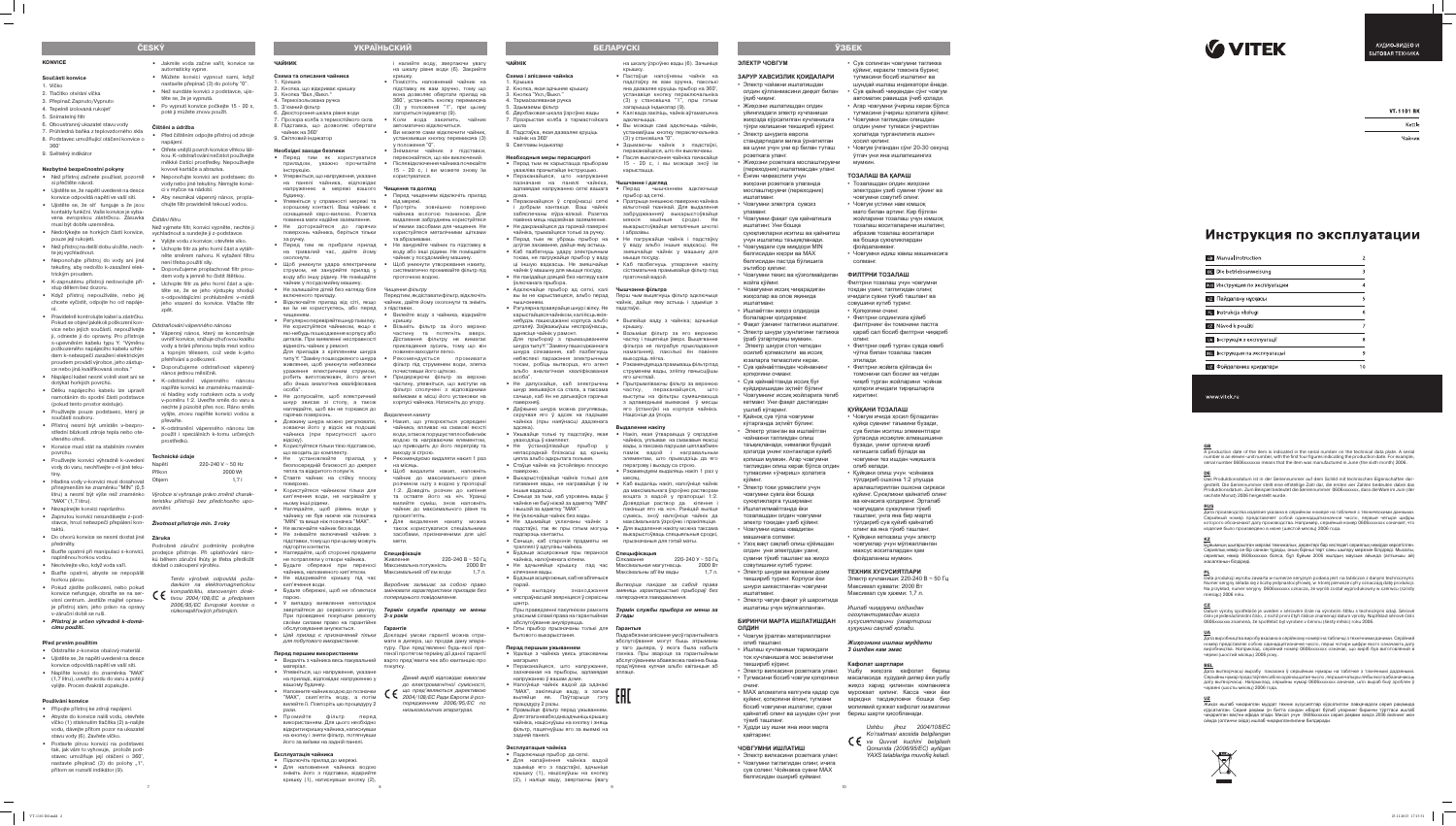## ČESKÝ

### KONVICE

#### Součásti konvice

1. Víčko
2. Tlačítko otevírání víčka
3. Přepínač Zapnuto/Vypnuto
4. Tepelně izolovaná rukojeť
5. Snímatelný filtr
6. Oboustranný ukazatel stavu vody
7. Průhledná bařka z tepluvzdorného skla
8. Podstavec umožňující otáčení konvice o 360°
9. Světelný indikátor

#### Nezbytné bezpečnostní pokyny

#### Čištění a údržba

#### Čištění filtru

#### Odstraňování vápenného nánosu

#### Technické údaje

Napětí 220-240 V ~ 50 Hz
Příkon 2000 W
Objem 1,7 l

*Výrobce si vyhrazuje právo změnit charakteristiku přístrojů bez předchozího upozornění.*

#### Životnost přístroje min. 3 roky

#### Záruka

*Tento výrobek odpovídá požadavkům na elektromagnetickou kompatibilitu, stanoveným direktivou 2004/108/ES a předpisem 2006/95/ES Evropské komise o nízkonapěťových přístrojích.*

#### Před prvním použitím

#### Používání konvice

## УКРАЇНСЬКИЙ

### ЧАЙНИК

#### Схема та опис чайника

1. Кришка
2. Кнопка, що відкриває кришку
3. Кнопка "Вкл./Викл."
4. Термоізольована ручка
5. Знімний фільтр
6. Двосторонння шкала рівня води
7. Прозора колба з термостійкого скла
8. Підставка, що дозволяє обертати чайник на 360°
9. Світловий індикатор

#### Необхідні заходи безпеки

#### Перед першим використанням

#### Експлуатація чайника

#### Чищення та догляд

#### Чищення фільтра

#### Видалення накипу

#### Специфікація

Живлення 220-240 В ~ 50 Гц
Максимальна потужність 2000 Вт
Максимальний об'єм води 1,7 л

*Виробник залишає за собою право змінювати характеристики приладів без попереднього повідомлення.*

#### Термін служби приладу не менш 3-х років

#### Гарантія

*Даний виріб відповідає вимогам до електромагнітної сумісності, що пред'являються директивою 2004/108/ЄС Ради Європи й розпорядженням 2006/95/ЕС по низьковольтних апаратурах.*

## БЕЛАРУСКІ

### ЧАЙНІК

#### Схема і апісанне чайніка

1. Крышка
2. Кнопка, якая адчыняе крышку
3. Кнопка "Укл./Выкл."
4. Тэрмаізаляваная ручка
5. Здымальны фільтр
6. Двухбаковая шкала узроўню вады
7. Празрыстая колба з тэрмастойкага шкла
8. Падстаўка, якая дазваляе круціць чайнік на 360°
9. Светлавы індыкатар

#### Неабходныя меры перасцярогі

#### Перад першым ужываннем

#### Эксплуатацыя чайніка

#### Чышчэнне і догляд

#### Чышчэнне фільтра

#### Выдаленне накіпу

#### Спецыфікацыя

Сілкаванне 220-240 V ~ 50 Гц
Максімальная магутнасць 2000 Вт
Максімальны аб'ём вады 1,7 л

*Вытворца пакідае за сабой права змяняць характарыстыкі прыбораў без папярэдняга паведамлення.*

#### Тэрмін службы прыбора не менш за 3 гады

#### Гарантыя

## ЎЗБЕК

### ЭЛЕКТР ЧОВГУМ

#### ЗАРУР ХАВФСИЗЛИК ҚОИДАЛАРИ

#### БИРИНЧИ МАРТА ИШЛАТИШДАН ОЛДИН

#### ЧОВГУМНИ ИШЛАТИШ

#### ТОЗАЛАШ ВА ҚАРАШ

#### ФИЛТРНИ ТОЗАЛАШ

#### ҚУЙҚАНИ ТОЗАЛАШ

#### ТЕХНИК ХУСУСИЯТЛАРИ

Электр кучланиши: 220-240 В ~ 50 Гц
Максимал қуввати: 2000 Вт
Максимал сув ҳажми: 1,7 л.

*Ишлаб чиқарувчи олдиндан огоҳлантирмасдан жиҳоз хусусиятларини ўзгартириш ҳуқуқини сақлаб қолади.*

#### Жиҳознинг ишлаш муддати 3 йилдан кам эмас

#### Кафолат шартлари

*Ushbu jihoz 2004/108/EC Ko'rsatmasi asosida belgilangan va Quvvat kuchini belgilash Qonunida (2006/95/EC) ko'zda tutilgan YAXS talablariga muvofiq keladi.*

---

# VITEK

VT-1161 BK

Kettle

Чайник

# Инструкция по эксплуатации

| | | |
|---|---|---|
| GB | Manual instruction | 2 |
| DE | Die Betriebsanweisung | 3 |
| RUS | Инструкция по эксплуатации | 4 |
| KZ | Пайдалану нұсқауы | 5 |
| PL | Instrukcja obsługi | 6 |
| CZ | Návod k použití | 7 |
| UA | Інструкція з експлуатації | 8 |
| BEL | Інструкцыя па эксплуатацыі | 9 |
| UZ | Фойдаланиш қоидалари | 10 |

www.vitek.ru

**GB**
A production date of the item is indicated in the serial number on the technical data plate. A serial number is an eleven-unit number, with the first four figures indicating the production date. For example, serial number 0606xxxxxxx means that the item was manufactured in June (the sixth month) 2006.

**DE**
Das Produktionsdatum ist in der Seriennummer auf dem Schild mit technischen Eigenschaften angegeben. Die Seriennummer stellt eine elfstellige Zahl dar, die ersten vier Zahlen bedeuten dabei das Produktionsdatum. Zum Beispiel bedeutet die Seriennummer 0606xxxxxxx, dass die Ware im Juni (der sechste Monat) 2006 hergestellt wurde.

**RUS**
Дата производства изделия указана в серийном номере на табличке с техническими данными. Серийный номер представляет собой одиннадцатизначное число, первые четыре цифры которого обозначают дату производства. Например, серийный номер 0606ххххххх означает, что изделие было произведено в июне (шестой месяц) 2006 года.

**KZ**

**PL**

**CZ**

**UA**

**BEL**

**UZ**